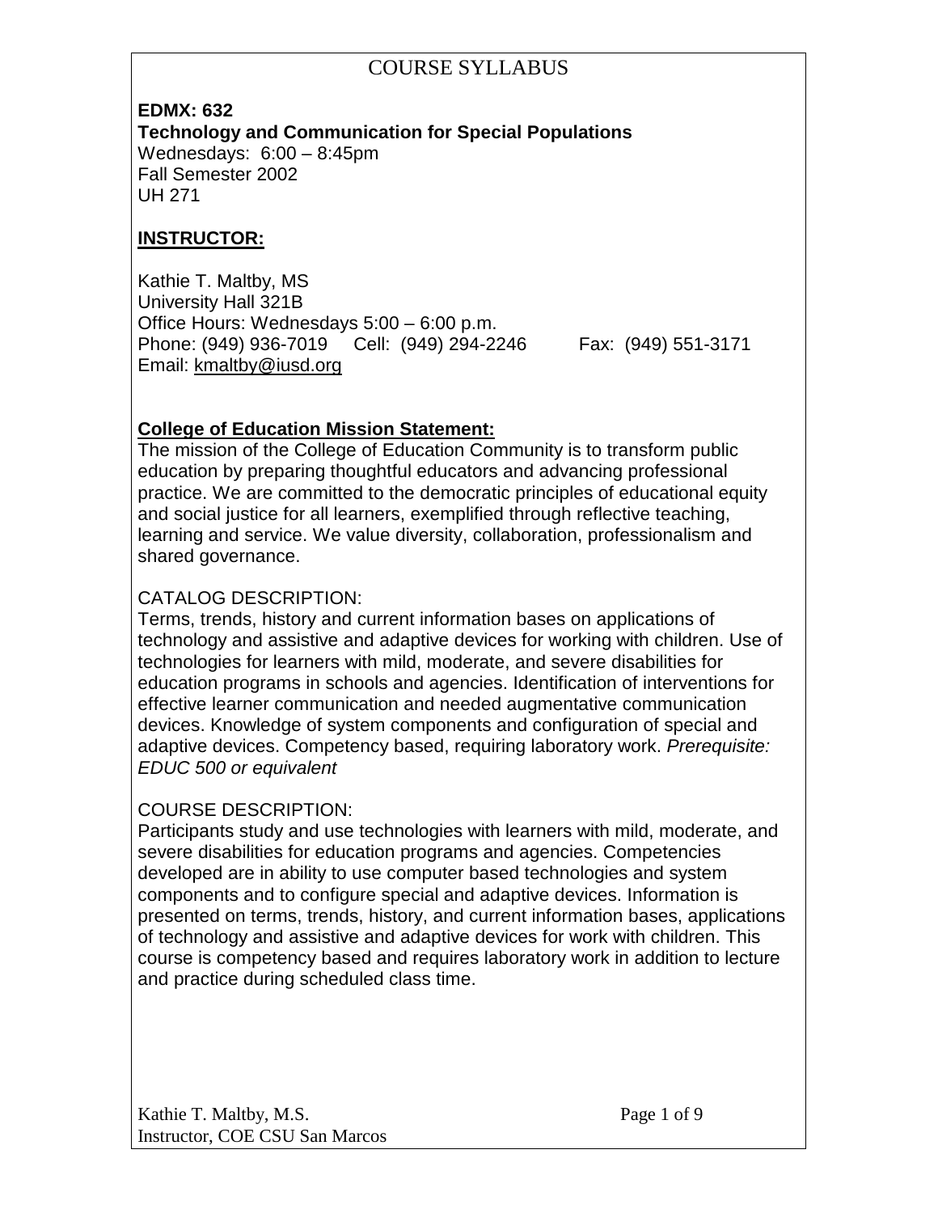# COURSE SYLLABUS

**EDMX: 632**
**Technology and Communication for Special Populations**
Wednesdays: 6:00 – 8:45pm
Fall Semester 2002
UH 271

## INSTRUCTOR:

Kathie T. Maltby, MS
University Hall 321B
Office Hours: Wednesdays 5:00 – 6:00 p.m.
Phone: (949) 936-7019 Cell: (949) 294-2246 Fax: (949) 551-3171
Email: kmaltby@iusd.org

## College of Education Mission Statement:

The mission of the College of Education Community is to transform public education by preparing thoughtful educators and advancing professional practice. We are committed to the democratic principles of educational equity and social justice for all learners, exemplified through reflective teaching, learning and service. We value diversity, collaboration, professionalism and shared governance.

## CATALOG DESCRIPTION:

Terms, trends, history and current information bases on applications of technology and assistive and adaptive devices for working with children. Use of technologies for learners with mild, moderate, and severe disabilities for education programs in schools and agencies. Identification of interventions for effective learner communication and needed augmentative communication devices. Knowledge of system components and configuration of special and adaptive devices. Competency based, requiring laboratory work. *Prerequisite: EDUC 500 or equivalent*

## COURSE DESCRIPTION:

Participants study and use technologies with learners with mild, moderate, and severe disabilities for education programs and agencies. Competencies developed are in ability to use computer based technologies and system components and to configure special and adaptive devices. Information is presented on terms, trends, history, and current information bases, applications of technology and assistive and adaptive devices for work with children. This course is competency based and requires laboratory work in addition to lecture and practice during scheduled class time.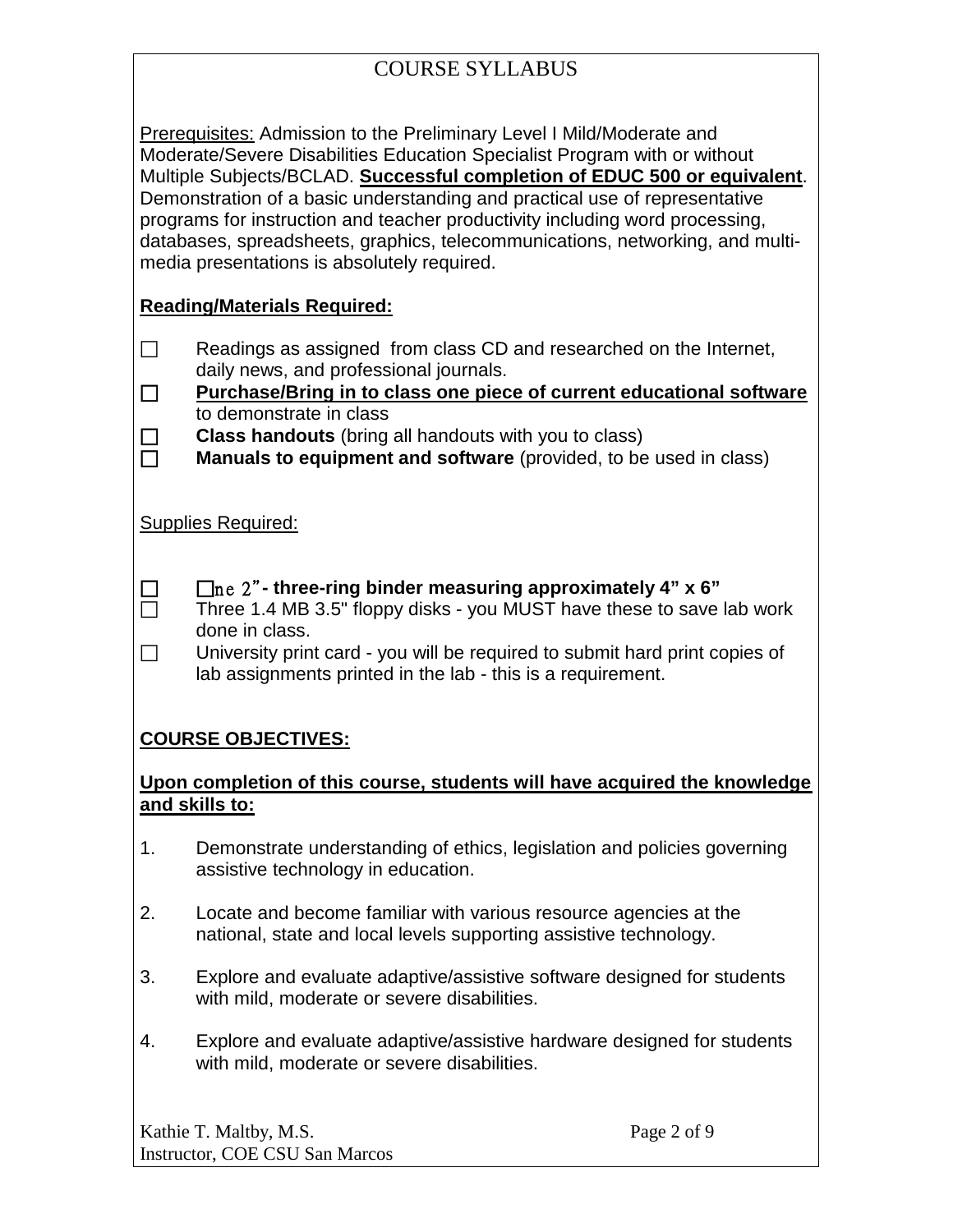# COURSE SYLLABUS

Prerequisites: Admission to the Preliminary Level I Mild/Moderate and Moderate/Severe Disabilities Education Specialist Program with or without Multiple Subjects/BCLAD. **Successful completion of EDUC 500 or equivalent**. Demonstration of a basic understanding and practical use of representative programs for instruction and teacher productivity including word processing, databases, spreadsheets, graphics, telecommunications, networking, and multi-media presentations is absolutely required.

**Reading/Materials Required:**

- ☐ Readings as assigned from class CD and researched on the Internet, daily news, and professional journals.
- ☐ **Purchase/Bring in to class one piece of current educational software** to demonstrate in class
- ☐ **Class handouts** (bring all handouts with you to class)
- ☐ **Manuals to equipment and software** (provided, to be used in class)

Supplies Required:

- ☐ **☐ne 2"- three-ring binder measuring approximately 4" x 6"**
- ☐ Three 1.4 MB 3.5" floppy disks - you MUST have these to save lab work done in class.
- ☐ University print card - you will be required to submit hard print copies of lab assignments printed in the lab - this is a requirement.

**COURSE OBJECTIVES:**

**Upon completion of this course, students will have acquired the knowledge and skills to:**

1. Demonstrate understanding of ethics, legislation and policies governing assistive technology in education.
2. Locate and become familiar with various resource agencies at the national, state and local levels supporting assistive technology.
3. Explore and evaluate adaptive/assistive software designed for students with mild, moderate or severe disabilities.
4. Explore and evaluate adaptive/assistive hardware designed for students with mild, moderate or severe disabilities.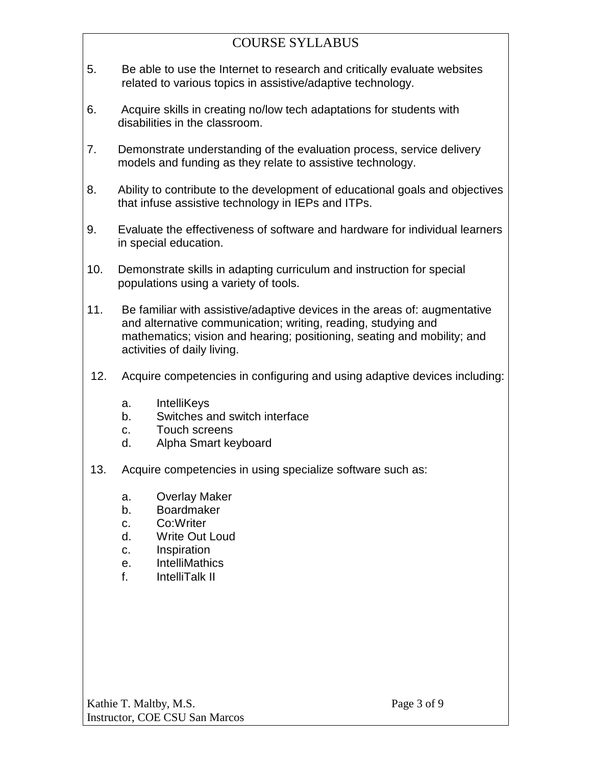# COURSE SYLLABUS

5. Be able to use the Internet to research and critically evaluate websites related to various topics in assistive/adaptive technology.

6. Acquire skills in creating no/low tech adaptations for students with disabilities in the classroom.

7. Demonstrate understanding of the evaluation process, service delivery models and funding as they relate to assistive technology.

8. Ability to contribute to the development of educational goals and objectives that infuse assistive technology in IEPs and ITPs.

9. Evaluate the effectiveness of software and hardware for individual learners in special education.

10. Demonstrate skills in adapting curriculum and instruction for special populations using a variety of tools.

11. Be familiar with assistive/adaptive devices in the areas of: augmentative and alternative communication; writing, reading, studying and mathematics; vision and hearing; positioning, seating and mobility; and activities of daily living.

12. Acquire competencies in configuring and using adaptive devices including:

    a. IntelliKeys
    b. Switches and switch interface
    c. Touch screens
    d. Alpha Smart keyboard

13. Acquire competencies in using specialize software such as:

    a. Overlay Maker
    b. Boardmaker
    c. Co:Writer
    d. Write Out Loud
    c. Inspiration
    e. IntelliMathics
    f. IntelliTalk II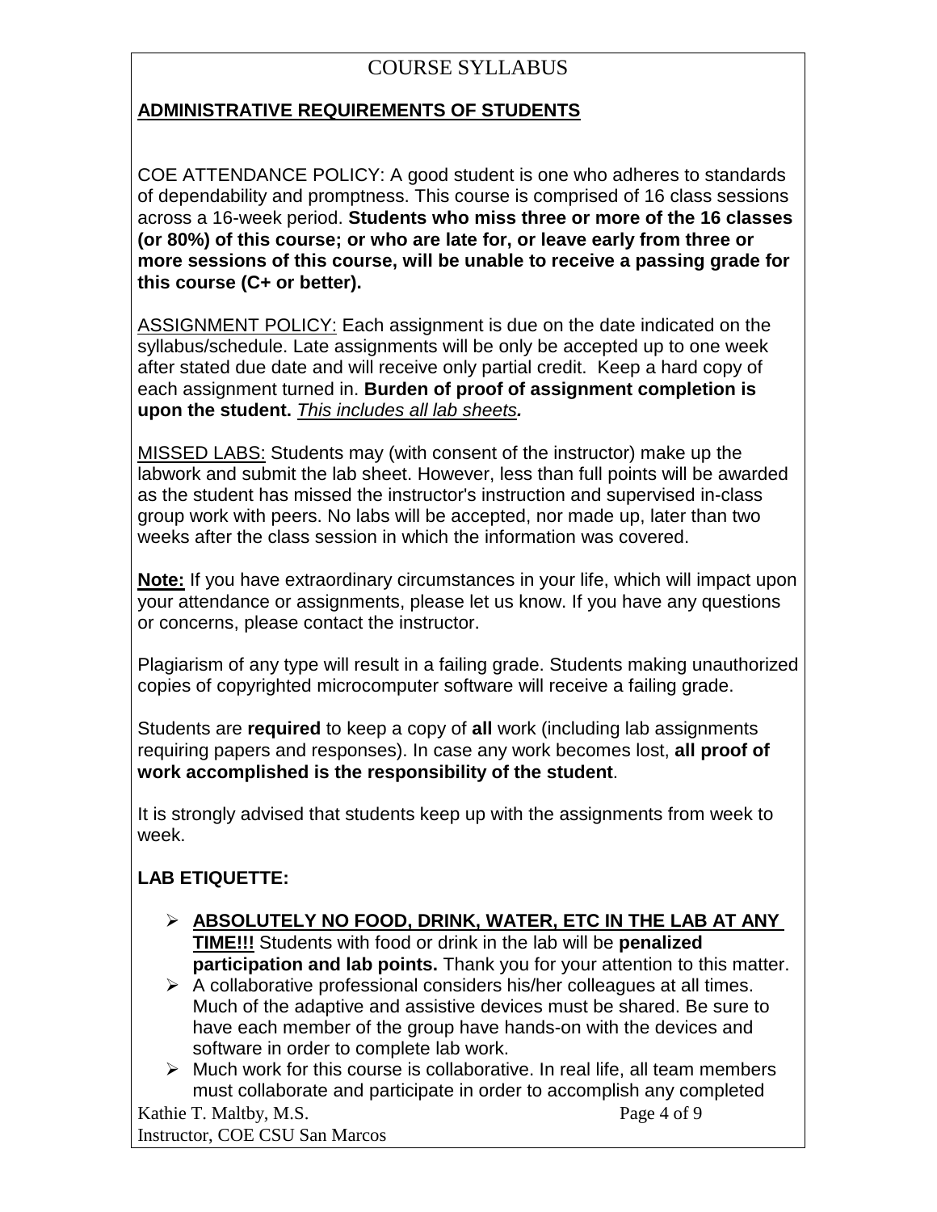# COURSE SYLLABUS

## ADMINISTRATIVE REQUIREMENTS OF STUDENTS

COE ATTENDANCE POLICY: A good student is one who adheres to standards of dependability and promptness. This course is comprised of 16 class sessions across a 16-week period. **Students who miss three or more of the 16 classes (or 80%) of this course; or who are late for, or leave early from three or more sessions of this course, will be unable to receive a passing grade for this course (C+ or better).**

ASSIGNMENT POLICY: Each assignment is due on the date indicated on the syllabus/schedule. Late assignments will be only be accepted up to one week after stated due date and will receive only partial credit. Keep a hard copy of each assignment turned in. **Burden of proof of assignment completion is upon the student.** ***This includes all lab sheets.***

MISSED LABS: Students may (with consent of the instructor) make up the labwork and submit the lab sheet. However, less than full points will be awarded as the student has missed the instructor's instruction and supervised in-class group work with peers. No labs will be accepted, nor made up, later than two weeks after the class session in which the information was covered.

**Note:** If you have extraordinary circumstances in your life, which will impact upon your attendance or assignments, please let us know. If you have any questions or concerns, please contact the instructor.

Plagiarism of any type will result in a failing grade. Students making unauthorized copies of copyrighted microcomputer software will receive a failing grade.

Students are **required** to keep a copy of **all** work (including lab assignments requiring papers and responses). In case any work becomes lost, **all proof of work accomplished is the responsibility of the student**.

It is strongly advised that students keep up with the assignments from week to week.

### LAB ETIQUETTE:

- **ABSOLUTELY NO FOOD, DRINK, WATER, ETC IN THE LAB AT ANY TIME!!!** Students with food or drink in the lab will be **penalized participation and lab points.** Thank you for your attention to this matter.
- A collaborative professional considers his/her colleagues at all times. Much of the adaptive and assistive devices must be shared. Be sure to have each member of the group have hands-on with the devices and software in order to complete lab work.
- Much work for this course is collaborative. In real life, all team members must collaborate and participate in order to accomplish any completed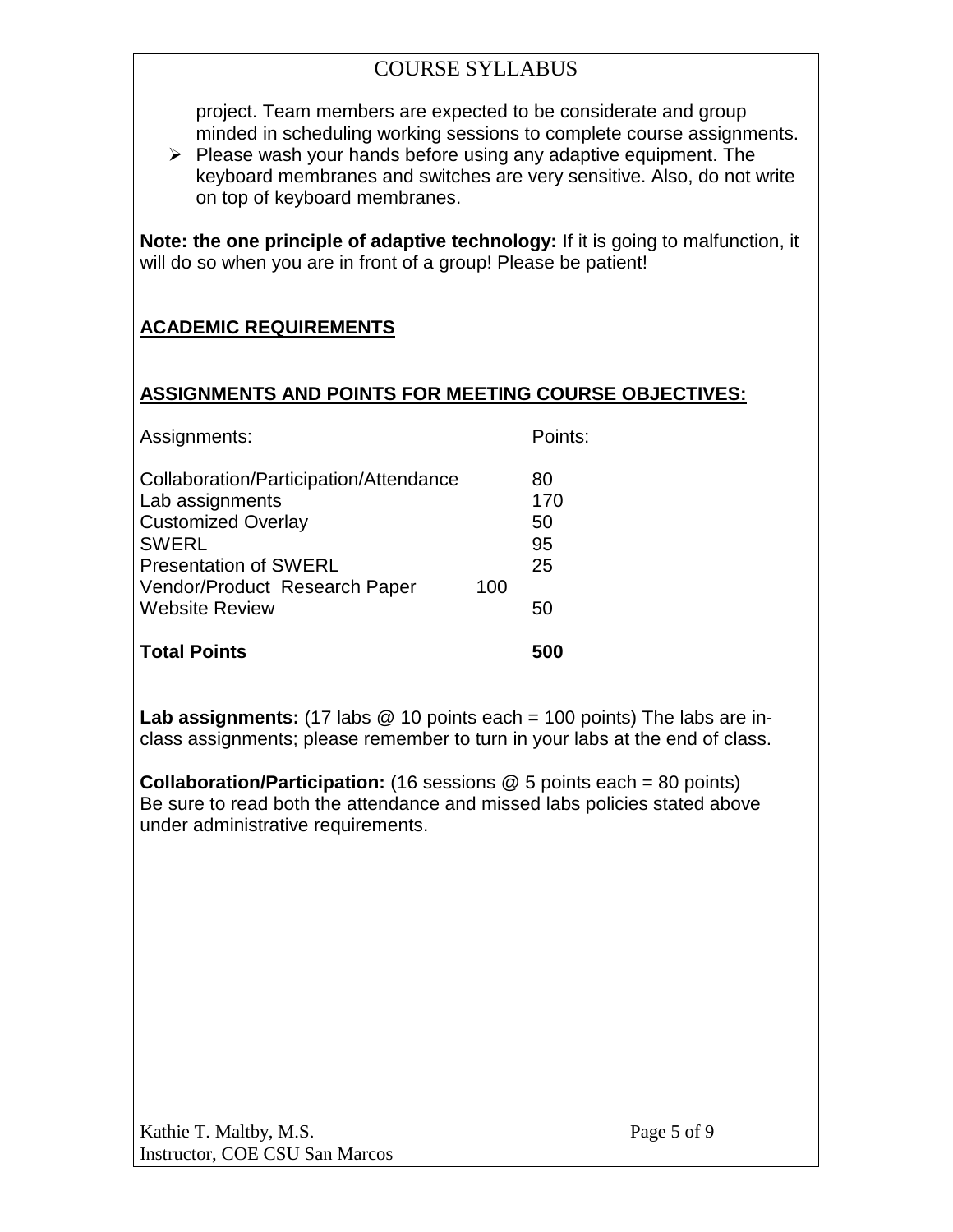project. Team members are expected to be considerate and group minded in scheduling working sessions to complete course assignments.

- Please wash your hands before using any adaptive equipment. The keyboard membranes and switches are very sensitive. Also, do not write on top of keyboard membranes.

**Note: the one principle of adaptive technology:** If it is going to malfunction, it will do so when you are in front of a group! Please be patient!

## ACADEMIC REQUIREMENTS

## ASSIGNMENTS AND POINTS FOR MEETING COURSE OBJECTIVES:

| Assignments: | Points: |
| --- | --- |
| Collaboration/Participation/Attendance | 80 |
| Lab assignments | 170 |
| Customized Overlay | 50 |
| SWERL | 95 |
| Presentation of SWERL | 25 |
| Vendor/Product Research Paper | 100 |
| Website Review | 50 |
| **Total Points** | **500** |

**Lab assignments:** (17 labs @ 10 points each = 100 points) The labs are in-class assignments; please remember to turn in your labs at the end of class.

**Collaboration/Participation:** (16 sessions @ 5 points each = 80 points) Be sure to read both the attendance and missed labs policies stated above under administrative requirements.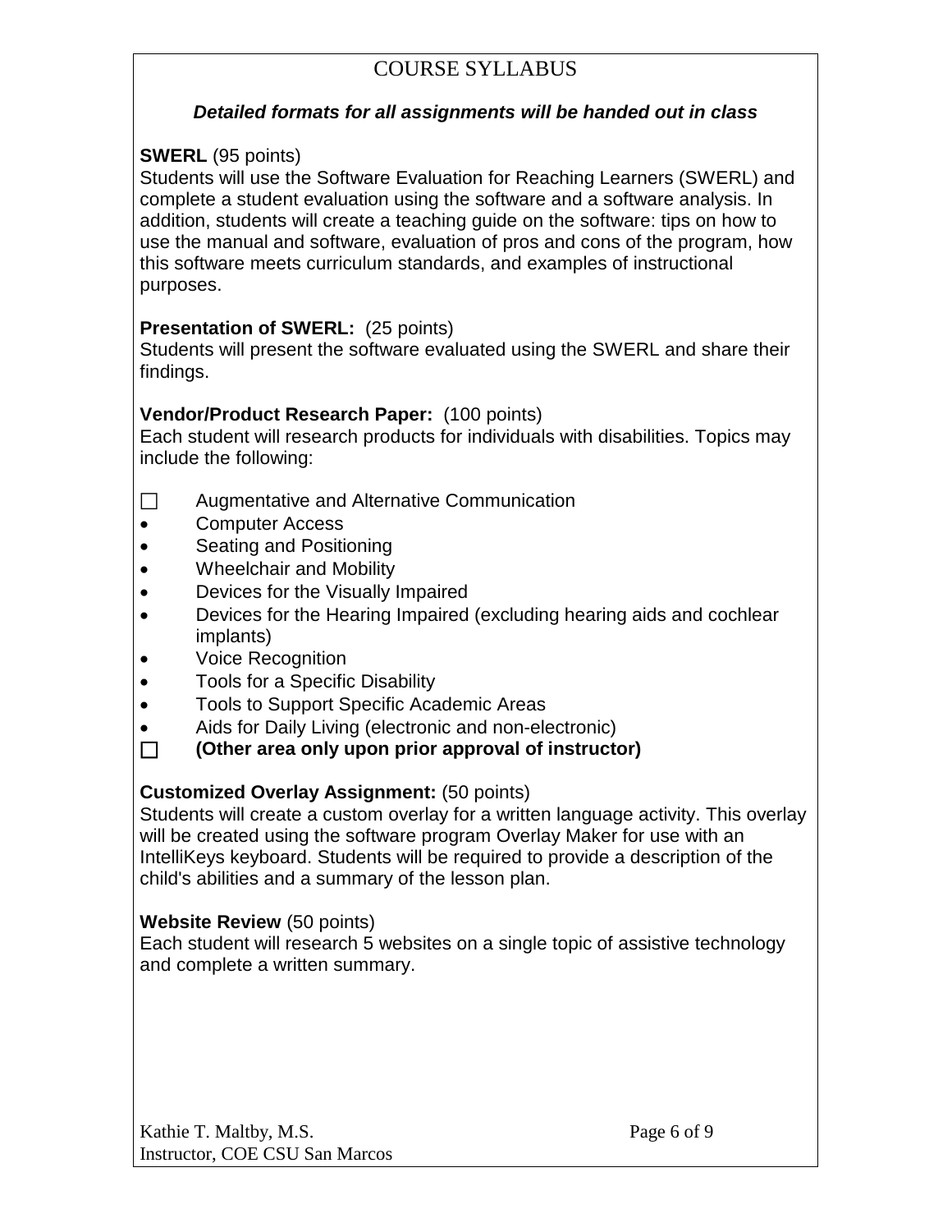# COURSE SYLLABUS

***Detailed formats for all assignments will be handed out in class***

**SWERL** (95 points)
Students will use the Software Evaluation for Reaching Learners (SWERL) and complete a student evaluation using the software and a software analysis. In addition, students will create a teaching guide on the software: tips on how to use the manual and software, evaluation of pros and cons of the program, how this software meets curriculum standards, and examples of instructional purposes.

**Presentation of SWERL:** (25 points)
Students will present the software evaluated using the SWERL and share their findings.

**Vendor/Product Research Paper:** (100 points)
Each student will research products for individuals with disabilities. Topics may include the following:

- Augmentative and Alternative Communication
- Computer Access
- Seating and Positioning
- Wheelchair and Mobility
- Devices for the Visually Impaired
- Devices for the Hearing Impaired (excluding hearing aids and cochlear implants)
- Voice Recognition
- Tools for a Specific Disability
- Tools to Support Specific Academic Areas
- Aids for Daily Living (electronic and non-electronic)
- **(Other area only upon prior approval of instructor)**

**Customized Overlay Assignment:** (50 points)
Students will create a custom overlay for a written language activity. This overlay will be created using the software program Overlay Maker for use with an IntelliKeys keyboard. Students will be required to provide a description of the child's abilities and a summary of the lesson plan.

**Website Review** (50 points)
Each student will research 5 websites on a single topic of assistive technology and complete a written summary.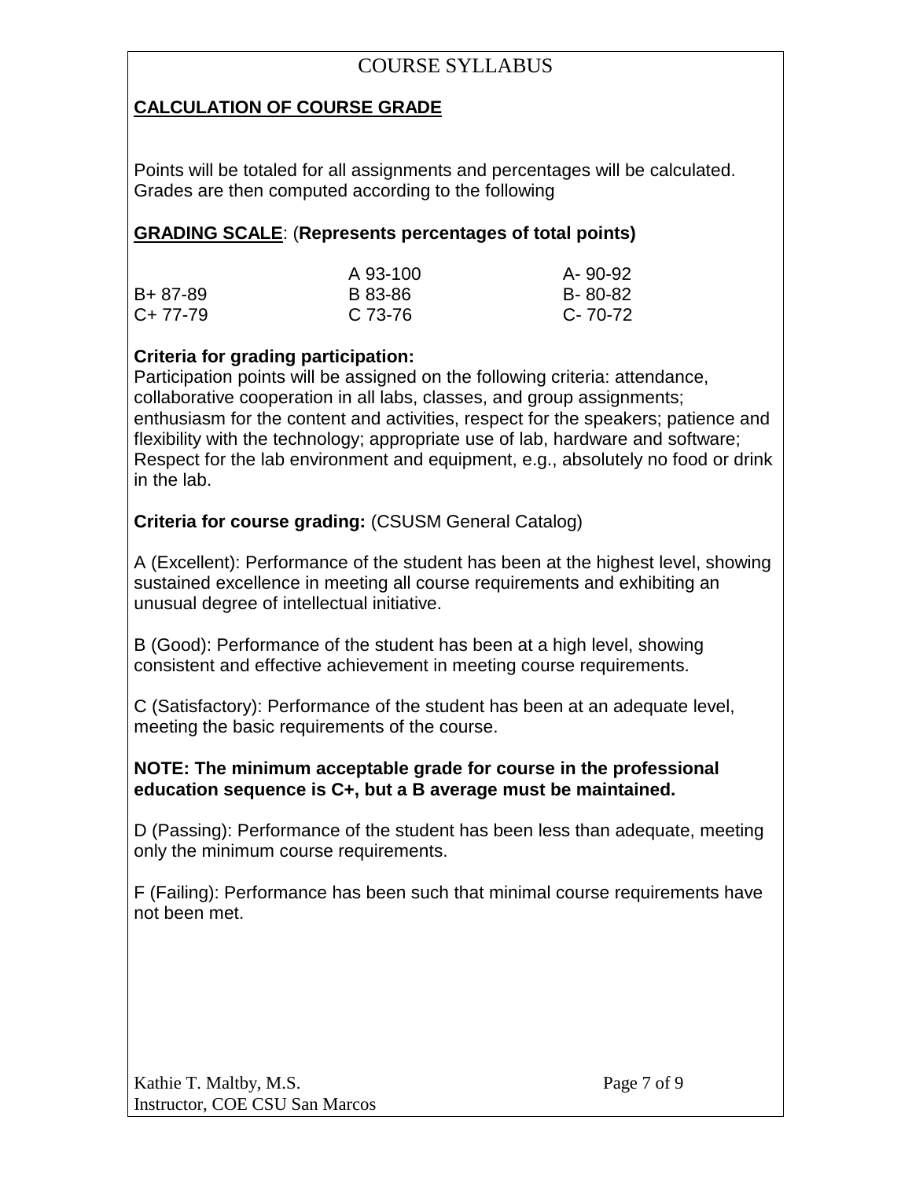## COURSE SYLLABUS

### CALCULATION OF COURSE GRADE

Points will be totaled for all assignments and percentages will be calculated. Grades are then computed according to the following

**GRADING SCALE**: (**Represents percentages of total points)**

| | | |
|---|---|---|
| | A 93-100 | A- 90-92 |
| B+ 87-89 | B 83-86 | B- 80-82 |
| C+ 77-79 | C 73-76 | C- 70-72 |

**Criteria for grading participation:**
Participation points will be assigned on the following criteria: attendance, collaborative cooperation in all labs, classes, and group assignments; enthusiasm for the content and activities, respect for the speakers; patience and flexibility with the technology; appropriate use of lab, hardware and software; Respect for the lab environment and equipment, e.g., absolutely no food or drink in the lab.

**Criteria for course grading:** (CSUSM General Catalog)

A (Excellent): Performance of the student has been at the highest level, showing sustained excellence in meeting all course requirements and exhibiting an unusual degree of intellectual initiative.

B (Good): Performance of the student has been at a high level, showing consistent and effective achievement in meeting course requirements.

C (Satisfactory): Performance of the student has been at an adequate level, meeting the basic requirements of the course.

**NOTE: The minimum acceptable grade for course in the professional education sequence is C+, but a B average must be maintained.**

D (Passing): Performance of the student has been less than adequate, meeting only the minimum course requirements.

F (Failing): Performance has been such that minimal course requirements have not been met.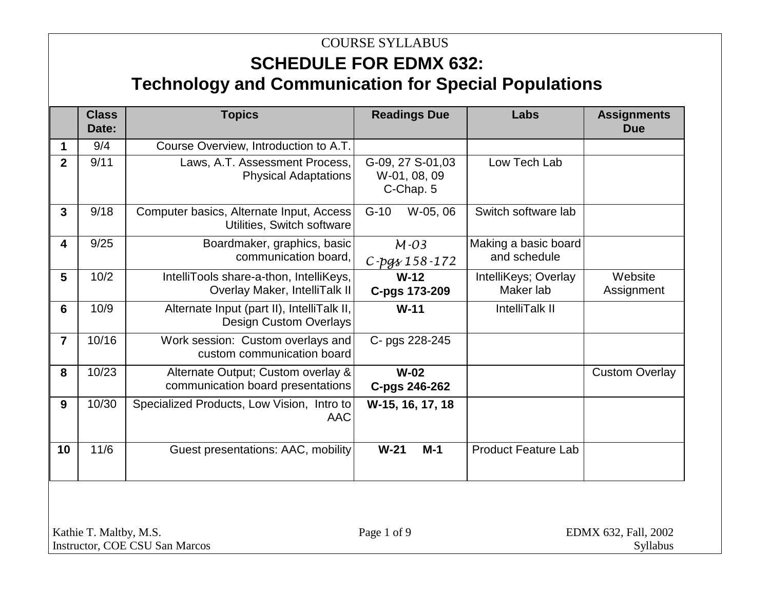COURSE SYLLABUS

# SCHEDULE FOR EDMX 632: Technology and Communication for Special Populations

| | Class Date: | Topics | Readings Due | Labs | Assignments Due |
|---|---|---|---|---|---|
| **1** | 9/4 | Course Overview, Introduction to A.T. | | | |
| **2** | 9/11 | Laws, A.T. Assessment Process, Physical Adaptations | G-09, 27 S-01,03 W-01, 08, 09 C-Chap. 5 | Low Tech Lab | |
| **3** | 9/18 | Computer basics, Alternate Input, Access Utilities, Switch software | G-10 W-05, 06 | Switch software lab | |
| **4** | 9/25 | Boardmaker, graphics, basic communication board, | *M-03 C-pgs 158-172* | Making a basic board and schedule | |
| **5** | 10/2 | IntelliTools share-a-thon, IntelliKeys, Overlay Maker, IntelliTalk II | **W-12 C-pgs 173-209** | IntelliKeys; Overlay Maker lab | Website Assignment |
| **6** | 10/9 | Alternate Input (part II), IntelliTalk II, Design Custom Overlays | **W-11** | IntelliTalk II | |
| **7** | 10/16 | Work session: Custom overlays and custom communication board | C- pgs 228-245 | | |
| **8** | 10/23 | Alternate Output; Custom overlay & communication board presentations | **W-02 C-pgs 246-262** | | Custom Overlay |
| **9** | 10/30 | Specialized Products, Low Vision, Intro to AAC | **W-15, 16, 17, 18** | | |
| **10** | 11/6 | Guest presentations: AAC, mobility | **W-21 M-1** | Product Feature Lab | |

Kathie T. Maltby, M.S.
Instructor, COE CSU San Marcos

EDMX 632, Fall, 2002
Syllabus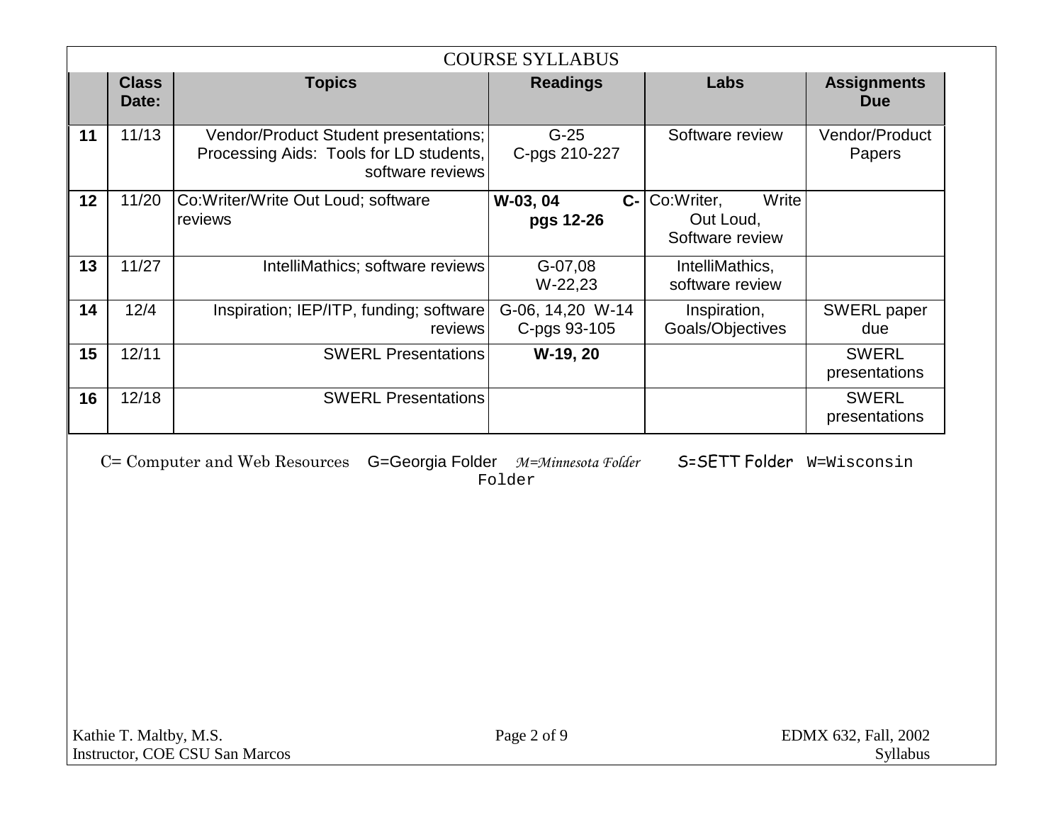COURSE SYLLABUS

| | Class Date: | Topics | Readings | Labs | Assignments Due |
|---|---|---|---|---|---|
| **11** | 11/13 | Vendor/Product Student presentations; Processing Aids: Tools for LD students, software reviews | G-25 C-pgs 210-227 | Software review | Vendor/Product Papers |
| **12** | 11/20 | Co:Writer/Write Out Loud; software reviews | **W-03, 04 C-pgs 12-26** | Co:Writer, Write Out Loud, Software review | |
| **13** | 11/27 | IntelliMathics; software reviews | G-07,08 W-22,23 | IntelliMathics, software review | |
| **14** | 12/4 | Inspiration; IEP/ITP, funding; software reviews | G-06, 14,20 W-14 C-pgs 93-105 | Inspiration, Goals/Objectives | SWERL paper due |
| **15** | 12/11 | SWERL Presentations | **W-19, 20** | | SWERL presentations |
| **16** | 12/18 | SWERL Presentations | | | SWERL presentations |

C= Computer and Web Resources G=Georgia Folder *M=Minnesota Folder* S=SETT Folder W=Wisconsin Folder